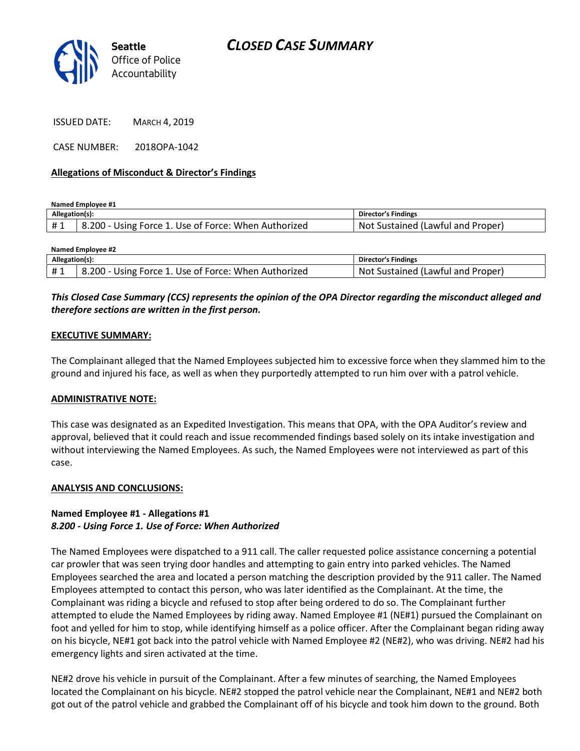Seattle Office of Police Accountability

# CLOSED CASE SUMMARY

ISSUED DATE: MARCH 4, 2019

CASE NUMBER: 2018OPA-1042

## Allegations of Misconduct & Director's Findings

**Named Employee #1**

| Allegation(s): | | Director's Findings |
|---|---|---|
| # 1 | 8.200 - Using Force 1. Use of Force: When Authorized | Not Sustained (Lawful and Proper) |

**Named Employee #2**

| Allegation(s): | | Director's Findings |
|---|---|---|
| # 1 | 8.200 - Using Force 1. Use of Force: When Authorized | Not Sustained (Lawful and Proper) |

***This Closed Case Summary (CCS) represents the opinion of the OPA Director regarding the misconduct alleged and therefore sections are written in the first person.***

## EXECUTIVE SUMMARY:

The Complainant alleged that the Named Employees subjected him to excessive force when they slammed him to the ground and injured his face, as well as when they purportedly attempted to run him over with a patrol vehicle.

## ADMINISTRATIVE NOTE:

This case was designated as an Expedited Investigation. This means that OPA, with the OPA Auditor's review and approval, believed that it could reach and issue recommended findings based solely on its intake investigation and without interviewing the Named Employees. As such, the Named Employees were not interviewed as part of this case.

## ANALYSIS AND CONCLUSIONS:

### Named Employee #1 - Allegations #1
***8.200 - Using Force 1. Use of Force: When Authorized***

The Named Employees were dispatched to a 911 call. The caller requested police assistance concerning a potential car prowler that was seen trying door handles and attempting to gain entry into parked vehicles. The Named Employees searched the area and located a person matching the description provided by the 911 caller. The Named Employees attempted to contact this person, who was later identified as the Complainant. At the time, the Complainant was riding a bicycle and refused to stop after being ordered to do so. The Complainant further attempted to elude the Named Employees by riding away. Named Employee #1 (NE#1) pursued the Complainant on foot and yelled for him to stop, while identifying himself as a police officer. After the Complainant began riding away on his bicycle, NE#1 got back into the patrol vehicle with Named Employee #2 (NE#2), who was driving. NE#2 had his emergency lights and siren activated at the time.

NE#2 drove his vehicle in pursuit of the Complainant. After a few minutes of searching, the Named Employees located the Complainant on his bicycle. NE#2 stopped the patrol vehicle near the Complainant, NE#1 and NE#2 both got out of the patrol vehicle and grabbed the Complainant off of his bicycle and took him down to the ground. Both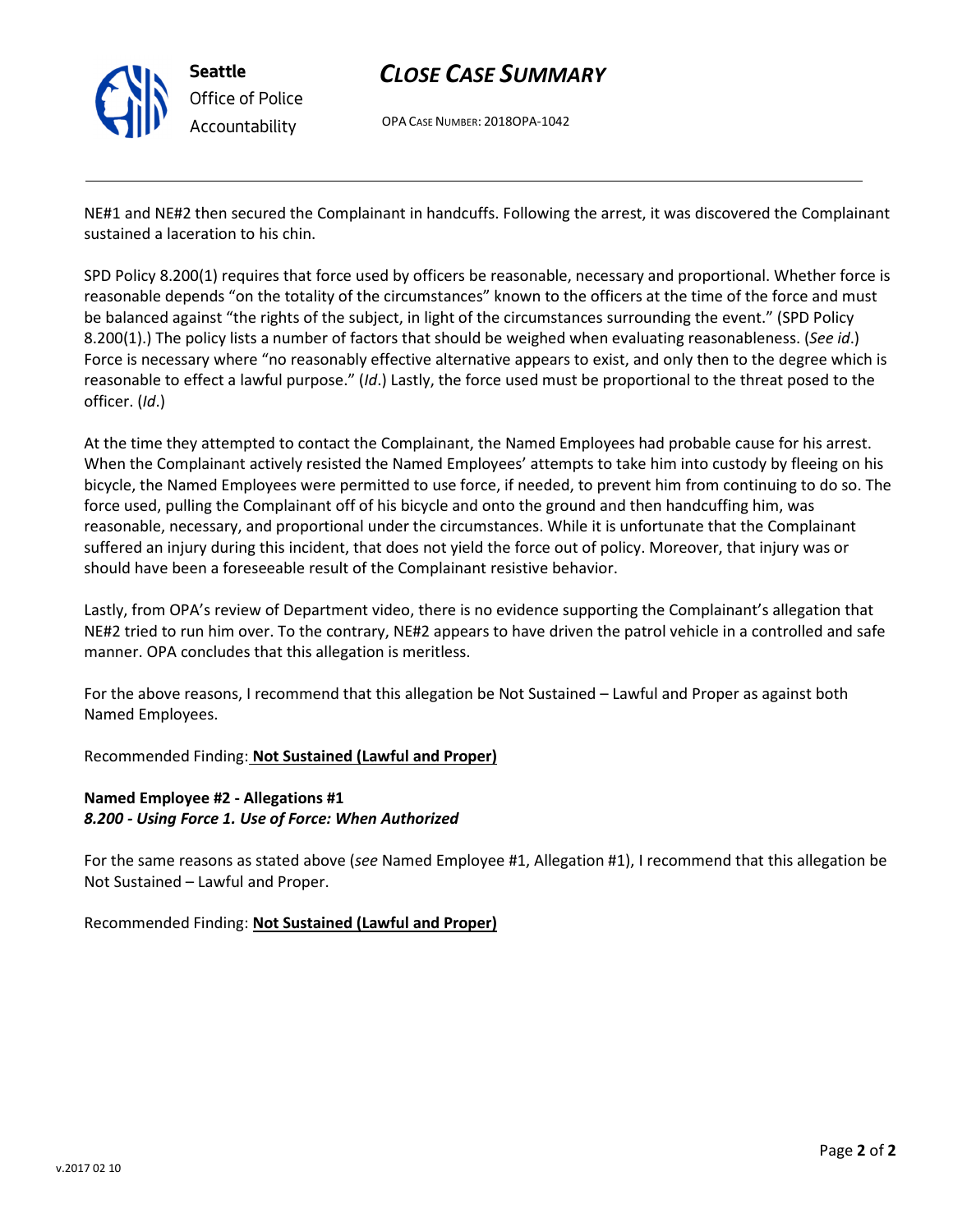NE#1 and NE#2 then secured the Complainant in handcuffs. Following the arrest, it was discovered the Complainant sustained a laceration to his chin.

SPD Policy 8.200(1) requires that force used by officers be reasonable, necessary and proportional. Whether force is reasonable depends "on the totality of the circumstances" known to the officers at the time of the force and must be balanced against "the rights of the subject, in light of the circumstances surrounding the event." (SPD Policy 8.200(1).) The policy lists a number of factors that should be weighed when evaluating reasonableness. (*See id*.) Force is necessary where "no reasonably effective alternative appears to exist, and only then to the degree which is reasonable to effect a lawful purpose." (*Id*.) Lastly, the force used must be proportional to the threat posed to the officer. (*Id*.)

At the time they attempted to contact the Complainant, the Named Employees had probable cause for his arrest. When the Complainant actively resisted the Named Employees' attempts to take him into custody by fleeing on his bicycle, the Named Employees were permitted to use force, if needed, to prevent him from continuing to do so. The force used, pulling the Complainant off of his bicycle and onto the ground and then handcuffing him, was reasonable, necessary, and proportional under the circumstances. While it is unfortunate that the Complainant suffered an injury during this incident, that does not yield the force out of policy. Moreover, that injury was or should have been a foreseeable result of the Complainant resistive behavior.

Lastly, from OPA's review of Department video, there is no evidence supporting the Complainant's allegation that NE#2 tried to run him over. To the contrary, NE#2 appears to have driven the patrol vehicle in a controlled and safe manner. OPA concludes that this allegation is meritless.

For the above reasons, I recommend that this allegation be Not Sustained – Lawful and Proper as against both Named Employees.

Recommended Finding: **Not Sustained (Lawful and Proper)**

**Named Employee #2 - Allegations #1**
***8.200 - Using Force 1. Use of Force: When Authorized***

For the same reasons as stated above (*see* Named Employee #1, Allegation #1), I recommend that this allegation be Not Sustained – Lawful and Proper.

Recommended Finding: **Not Sustained (Lawful and Proper)**